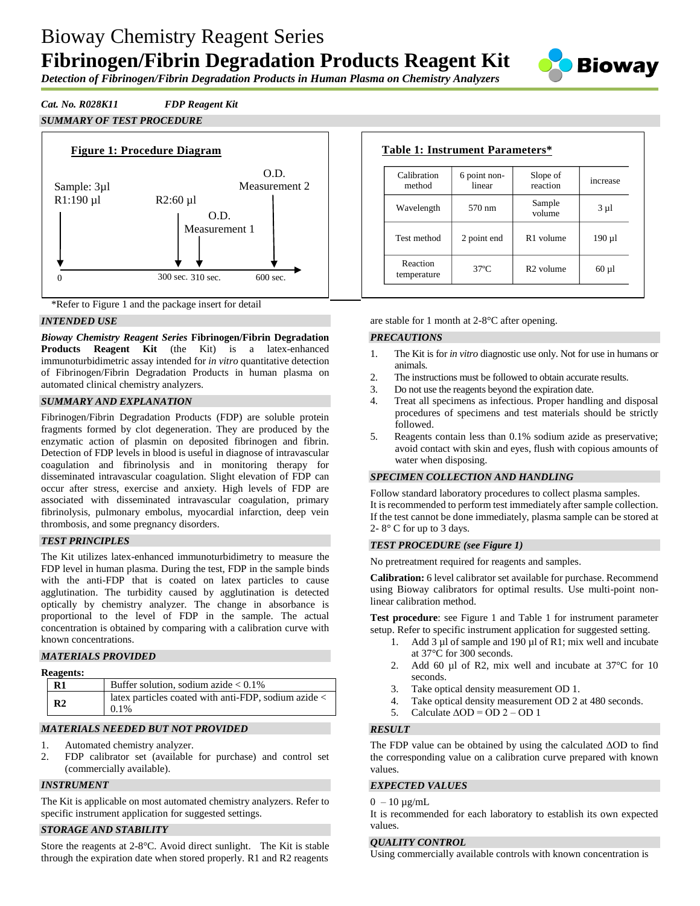# Bioway Chemistry Reagent Series

# Fibrinogen/Fibrin Degradation Products Reagent Kit

*Detection of Fibrinogen/Fibrin Degradation Products in Human Plasma on Chemistry Analyzers*

*Cat. No. R028K11* *FDP Reagent Kit*

## *SUMMARY OF TEST PROCEDURE*

**Figure 1: Procedure Diagram**

Sample: 3µl
R1:190 µl — 0
R2:60 µl — 300 sec.
O.D. Measurement 1 — 310 sec.
O.D. Measurement 2 — 600 sec.

*Refer to Figure 1 and the package insert for detail

**Table 1: Instrument Parameters***

| Calibration method | 6 point non-linear | Slope of reaction | increase |
|---|---|---|---|
| Wavelength | 570 nm | Sample volume | 3 µl |
| Test method | 2 point end | R1 volume | 190 µl |
| Reaction temperature | 37ºC | R2 volume | 60 µl |

## *INTENDED USE*

***Bioway Chemistry Reagent Series*** **Fibrinogen/Fibrin Degradation Products Reagent Kit** (the Kit) is a latex-enhanced immunoturbidimetric assay intended for *in vitro* quantitative detection of Fibrinogen/Fibrin Degradation Products in human plasma on automated clinical chemistry analyzers.

## *SUMMARY AND EXPLANATION*

Fibrinogen/Fibrin Degradation Products (FDP) are soluble protein fragments formed by clot degeneration. They are produced by the enzymatic action of plasmin on deposited fibrinogen and fibrin. Detection of FDP levels in blood is useful in diagnose of intravascular coagulation and fibrinolysis and in monitoring therapy for disseminated intravascular coagulation. Slight elevation of FDP can occur after stress, exercise and anxiety. High levels of FDP are associated with disseminated intravascular coagulation, primary fibrinolysis, pulmonary embolus, myocardial infarction, deep vein thrombosis, and some pregnancy disorders.

## *TEST PRINCIPLES*

The Kit utilizes latex-enhanced immunoturbidimetry to measure the FDP level in human plasma. During the test, FDP in the sample binds with the anti-FDP that is coated on latex particles to cause agglutination. The turbidity caused by agglutination is detected optically by chemistry analyzer. The change in absorbance is proportional to the level of FDP in the sample. The actual concentration is obtained by comparing with a calibration curve with known concentrations.

## *MATERIALS PROVIDED*

**Reagents:**

| | |
|---|---|
| **R1** | Buffer solution, sodium azide < 0.1% |
| **R2** | latex particles coated with anti-FDP, sodium azide < 0.1% |

## *MATERIALS NEEDED BUT NOT PROVIDED*

1. Automated chemistry analyzer.
2. FDP calibrator set (available for purchase) and control set (commercially available).

## *INSTRUMENT*

The Kit is applicable on most automated chemistry analyzers. Refer to specific instrument application for suggested settings.

## *STORAGE AND STABILITY*

Store the reagents at 2-8°C. Avoid direct sunlight. The Kit is stable through the expiration date when stored properly. R1 and R2 reagents are stable for 1 month at 2-8°C after opening.

## *PRECAUTIONS*

1. The Kit is for *in vitro* diagnostic use only. Not for use in humans or animals.
2. The instructions must be followed to obtain accurate results.
3. Do not use the reagents beyond the expiration date.
4. Treat all specimens as infectious. Proper handling and disposal procedures of specimens and test materials should be strictly followed.
5. Reagents contain less than 0.1% sodium azide as preservative; avoid contact with skin and eyes, flush with copious amounts of water when disposing.

## *SPECIMEN COLLECTION AND HANDLING*

Follow standard laboratory procedures to collect plasma samples.
It is recommended to perform test immediately after sample collection. If the test cannot be done immediately, plasma sample can be stored at 2- 8° C for up to 3 days.

## *TEST PROCEDURE (see Figure 1)*

No pretreatment required for reagents and samples.

**Calibration:** 6 level calibrator set available for purchase. Recommend using Bioway calibrators for optimal results. Use multi-point non-linear calibration method.

**Test procedure**: see Figure 1 and Table 1 for instrument parameter setup. Refer to specific instrument application for suggested setting.

1. Add 3 µl of sample and 190 µl of R1; mix well and incubate at 37°C for 300 seconds.
2. Add 60 µl of R2, mix well and incubate at 37°C for 10 seconds.
3. Take optical density measurement OD 1.
4. Take optical density measurement OD 2 at 480 seconds.
5. Calculate $\Delta OD = OD\ 2 - OD\ 1$

## *RESULT*

The FDP value can be obtained by using the calculated ΔOD to find the corresponding value on a calibration curve prepared with known values.

## *EXPECTED VALUES*

0 – 10 µg/mL
It is recommended for each laboratory to establish its own expected values.

## *QUALITY CONTROL*

Using commercially available controls with known concentration is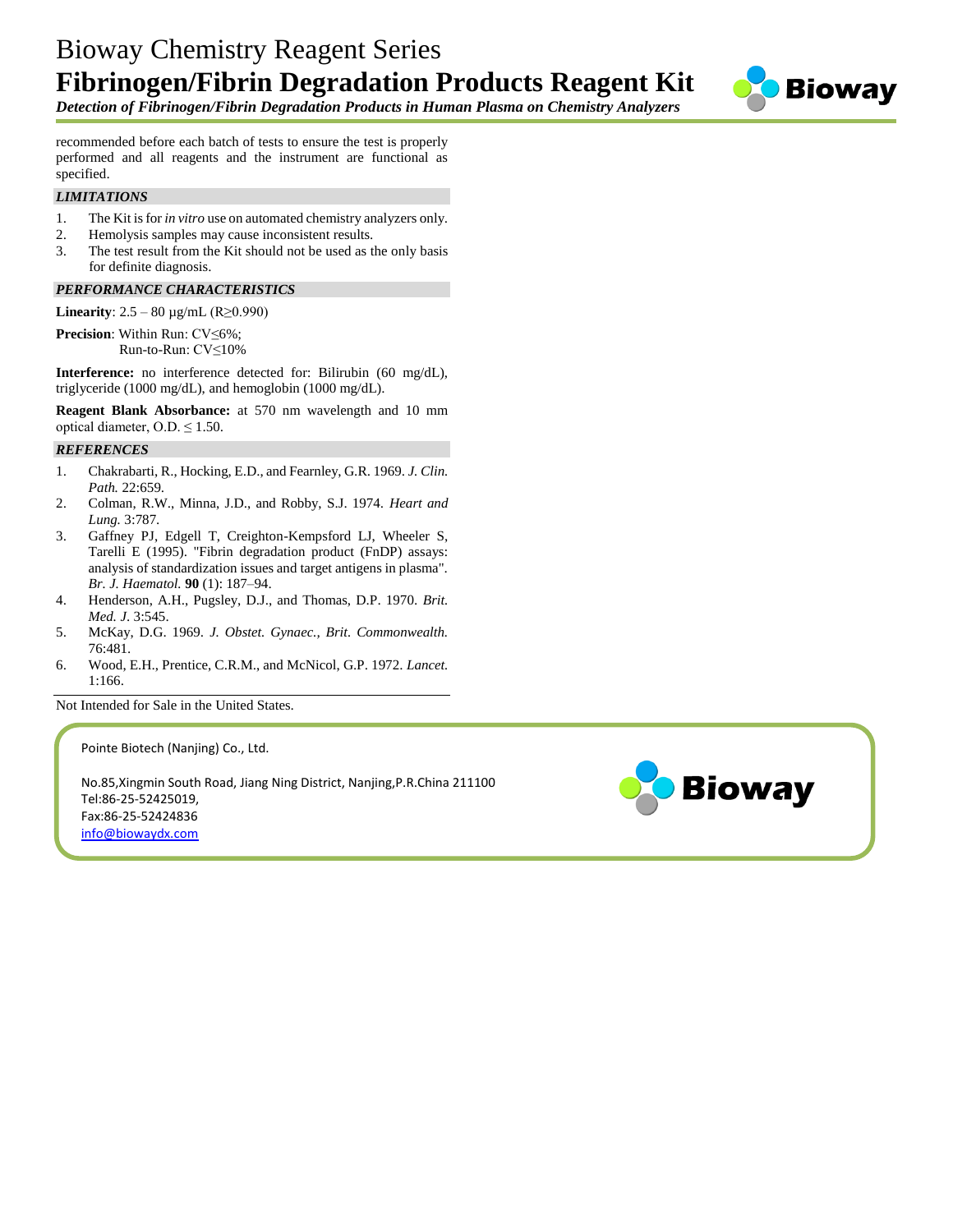recommended before each batch of tests to ensure the test is properly performed and all reagents and the instrument are functional as specified.

### *LIMITATIONS*

1. The Kit is for *in vitro* use on automated chemistry analyzers only.
2. Hemolysis samples may cause inconsistent results.
3. The test result from the Kit should not be used as the only basis for definite diagnosis.

### *PERFORMANCE CHARACTERISTICS*

**Linearity**: 2.5 – 80 µg/mL (R≥0.990)

**Precision**: Within Run: CV≤6%;
Run-to-Run: CV≤10%

**Interference:** no interference detected for: Bilirubin (60 mg/dL), triglyceride (1000 mg/dL), and hemoglobin (1000 mg/dL).

**Reagent Blank Absorbance:** at 570 nm wavelength and 10 mm optical diameter, O.D. ≤ 1.50.

### *REFERENCES*

1. Chakrabarti, R., Hocking, E.D., and Fearnley, G.R. 1969. *J. Clin. Path.* 22:659.
2. Colman, R.W., Minna, J.D., and Robby, S.J. 1974. *Heart and Lung.* 3:787.
3. Gaffney PJ, Edgell T, Creighton-Kempsford LJ, Wheeler S, Tarelli E (1995). "Fibrin degradation product (FnDP) assays: analysis of standardization issues and target antigens in plasma". *Br. J. Haematol.* **90** (1): 187–94.
4. Henderson, A.H., Pugsley, D.J., and Thomas, D.P. 1970. *Brit. Med. J.* 3:545.
5. McKay, D.G. 1969. *J. Obstet. Gynaec., Brit. Commonwealth.* 76:481.
6. Wood, E.H., Prentice, C.R.M., and McNicol, G.P. 1972. *Lancet.* 1:166.

Not Intended for Sale in the United States.

Pointe Biotech (Nanjing) Co., Ltd.

No.85,Xingmin South Road, Jiang Ning District, Nanjing,P.R.China 211100
Tel:86-25-52425019,
Fax:86-25-52424836
info@biowaydx.com

Bioway